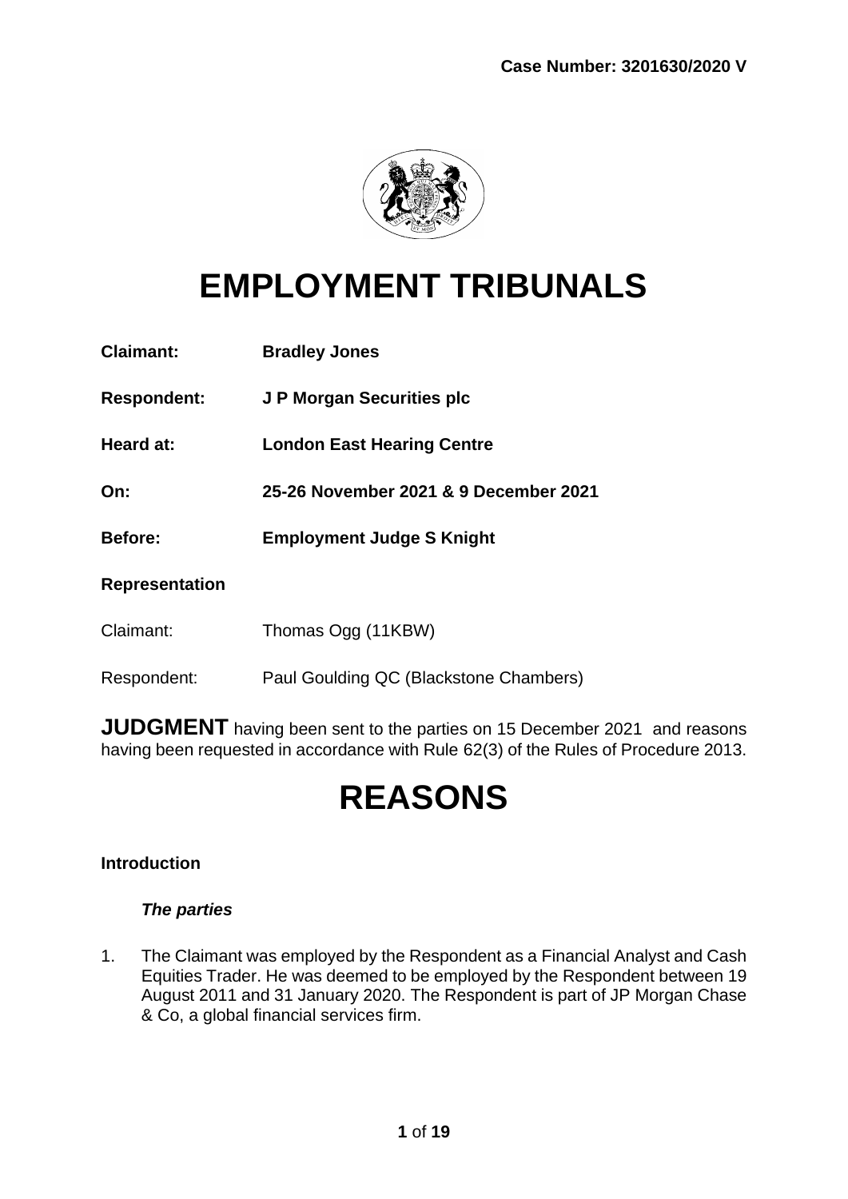**Case Number: 3201630/2020 V**

# EMPLOYMENT TRIBUNALS

**Claimant:** **Bradley Jones**

**Respondent:** **J P Morgan Securities plc**

**Heard at:** **London East Hearing Centre**

**On:** **25-26 November 2021 & 9 December 2021**

**Before:** **Employment Judge S Knight**

**Representation**

Claimant: Thomas Ogg (11KBW)

Respondent: Paul Goulding QC (Blackstone Chambers)

**JUDGMENT** having been sent to the parties on 15 December 2021 and reasons having been requested in accordance with Rule 62(3) of the Rules of Procedure 2013.

# REASONS

**Introduction**

***The parties***

1. The Claimant was employed by the Respondent as a Financial Analyst and Cash Equities Trader. He was deemed to be employed by the Respondent between 19 August 2011 and 31 January 2020. The Respondent is part of JP Morgan Chase & Co, a global financial services firm.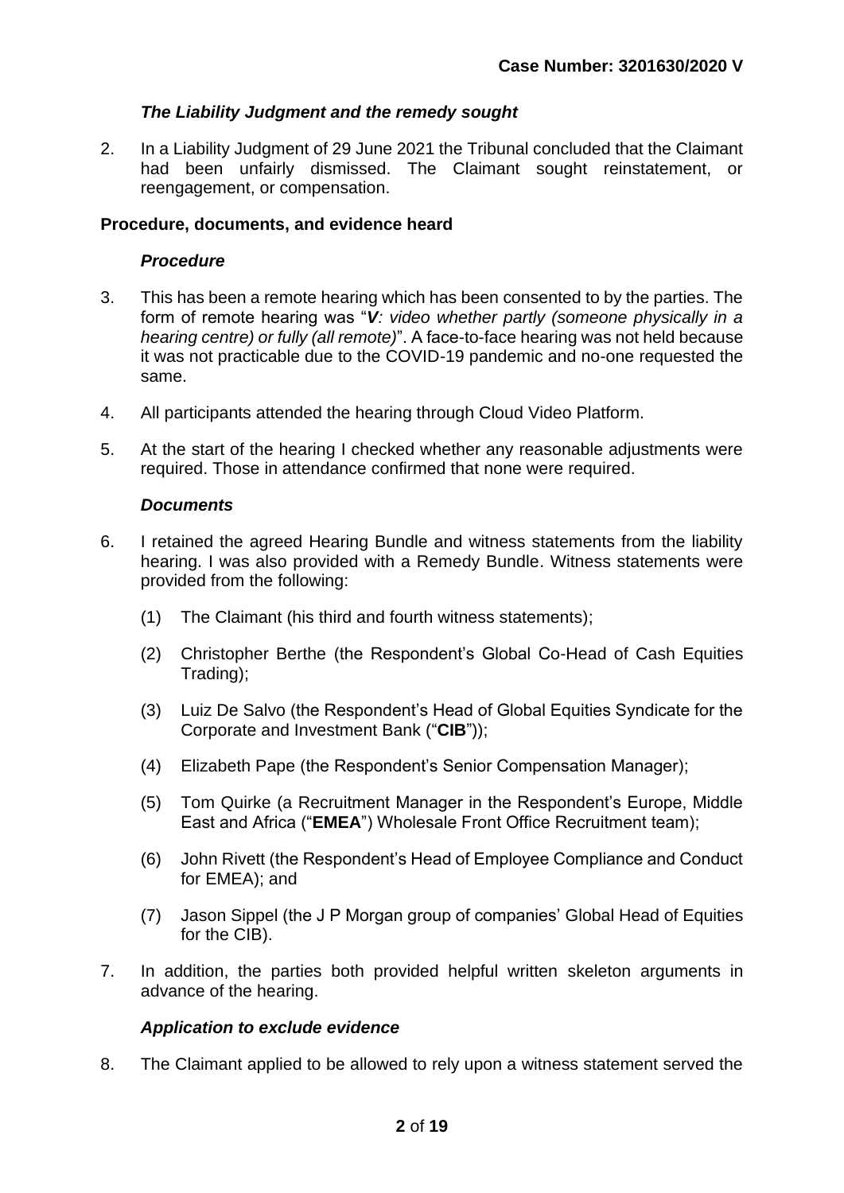### *The Liability Judgment and the remedy sought*

2. In a Liability Judgment of 29 June 2021 the Tribunal concluded that the Claimant had been unfairly dismissed. The Claimant sought reinstatement, or reengagement, or compensation.

## Procedure, documents, and evidence heard

### *Procedure*

3. This has been a remote hearing which has been consented to by the parties. The form of remote hearing was "***V****: video whether partly (someone physically in a hearing centre) or fully (all remote)*". A face-to-face hearing was not held because it was not practicable due to the COVID-19 pandemic and no-one requested the same.

4. All participants attended the hearing through Cloud Video Platform.

5. At the start of the hearing I checked whether any reasonable adjustments were required. Those in attendance confirmed that none were required.

### *Documents*

6. I retained the agreed Hearing Bundle and witness statements from the liability hearing. I was also provided with a Remedy Bundle. Witness statements were provided from the following:

   (1) The Claimant (his third and fourth witness statements);

   (2) Christopher Berthe (the Respondent's Global Co-Head of Cash Equities Trading);

   (3) Luiz De Salvo (the Respondent's Head of Global Equities Syndicate for the Corporate and Investment Bank ("**CIB**"));

   (4) Elizabeth Pape (the Respondent's Senior Compensation Manager);

   (5) Tom Quirke (a Recruitment Manager in the Respondent's Europe, Middle East and Africa ("**EMEA**") Wholesale Front Office Recruitment team);

   (6) John Rivett (the Respondent's Head of Employee Compliance and Conduct for EMEA); and

   (7) Jason Sippel (the J P Morgan group of companies' Global Head of Equities for the CIB).

7. In addition, the parties both provided helpful written skeleton arguments in advance of the hearing.

### *Application to exclude evidence*

8. The Claimant applied to be allowed to rely upon a witness statement served the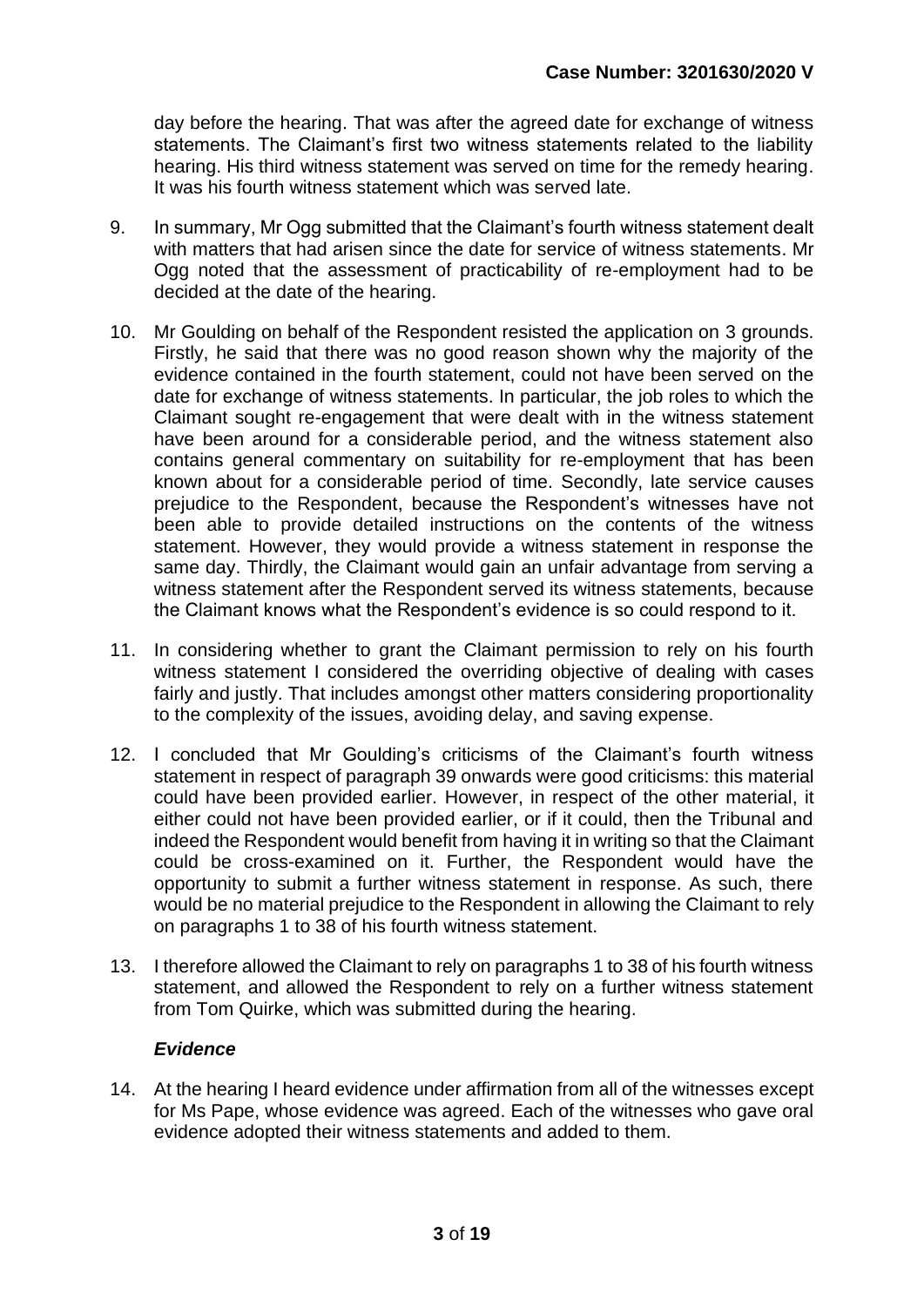day before the hearing. That was after the agreed date for exchange of witness statements. The Claimant's first two witness statements related to the liability hearing. His third witness statement was served on time for the remedy hearing. It was his fourth witness statement which was served late.

9. In summary, Mr Ogg submitted that the Claimant's fourth witness statement dealt with matters that had arisen since the date for service of witness statements. Mr Ogg noted that the assessment of practicability of re-employment had to be decided at the date of the hearing.

10. Mr Goulding on behalf of the Respondent resisted the application on 3 grounds. Firstly, he said that there was no good reason shown why the majority of the evidence contained in the fourth statement, could not have been served on the date for exchange of witness statements. In particular, the job roles to which the Claimant sought re-engagement that were dealt with in the witness statement have been around for a considerable period, and the witness statement also contains general commentary on suitability for re-employment that has been known about for a considerable period of time. Secondly, late service causes prejudice to the Respondent, because the Respondent's witnesses have not been able to provide detailed instructions on the contents of the witness statement. However, they would provide a witness statement in response the same day. Thirdly, the Claimant would gain an unfair advantage from serving a witness statement after the Respondent served its witness statements, because the Claimant knows what the Respondent's evidence is so could respond to it.

11. In considering whether to grant the Claimant permission to rely on his fourth witness statement I considered the overriding objective of dealing with cases fairly and justly. That includes amongst other matters considering proportionality to the complexity of the issues, avoiding delay, and saving expense.

12. I concluded that Mr Goulding's criticisms of the Claimant's fourth witness statement in respect of paragraph 39 onwards were good criticisms: this material could have been provided earlier. However, in respect of the other material, it either could not have been provided earlier, or if it could, then the Tribunal and indeed the Respondent would benefit from having it in writing so that the Claimant could be cross-examined on it. Further, the Respondent would have the opportunity to submit a further witness statement in response. As such, there would be no material prejudice to the Respondent in allowing the Claimant to rely on paragraphs 1 to 38 of his fourth witness statement.

13. I therefore allowed the Claimant to rely on paragraphs 1 to 38 of his fourth witness statement, and allowed the Respondent to rely on a further witness statement from Tom Quirke, which was submitted during the hearing.

***Evidence***

14. At the hearing I heard evidence under affirmation from all of the witnesses except for Ms Pape, whose evidence was agreed. Each of the witnesses who gave oral evidence adopted their witness statements and added to them.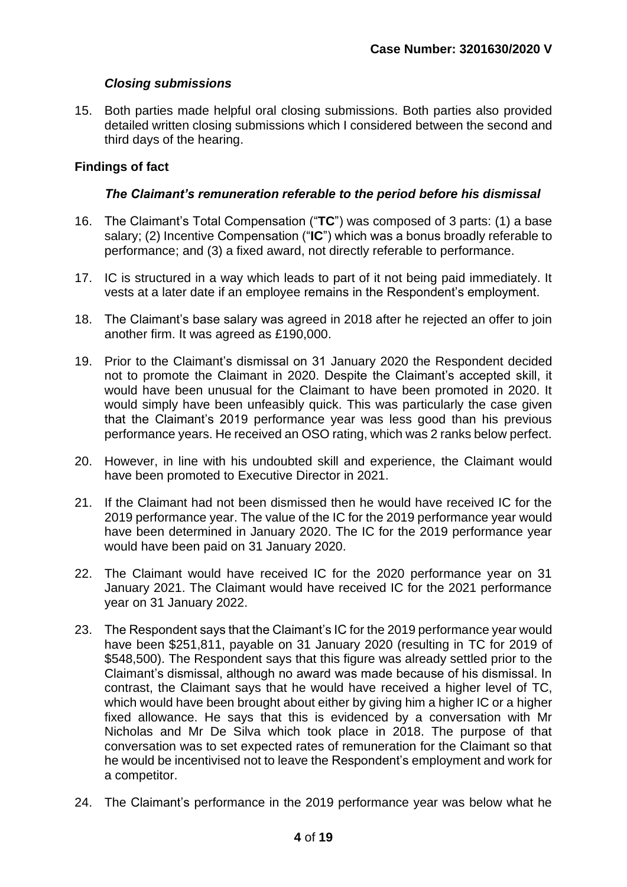### *Closing submissions*

15. Both parties made helpful oral closing submissions. Both parties also provided detailed written closing submissions which I considered between the second and third days of the hearing.

## **Findings of fact**

### *The Claimant's remuneration referable to the period before his dismissal*

16. The Claimant's Total Compensation ("**TC**") was composed of 3 parts: (1) a base salary; (2) Incentive Compensation ("**IC**") which was a bonus broadly referable to performance; and (3) a fixed award, not directly referable to performance.

17. IC is structured in a way which leads to part of it not being paid immediately. It vests at a later date if an employee remains in the Respondent's employment.

18. The Claimant's base salary was agreed in 2018 after he rejected an offer to join another firm. It was agreed as £190,000.

19. Prior to the Claimant's dismissal on 31 January 2020 the Respondent decided not to promote the Claimant in 2020. Despite the Claimant's accepted skill, it would have been unusual for the Claimant to have been promoted in 2020. It would simply have been unfeasibly quick. This was particularly the case given that the Claimant's 2019 performance year was less good than his previous performance years. He received an OSO rating, which was 2 ranks below perfect.

20. However, in line with his undoubted skill and experience, the Claimant would have been promoted to Executive Director in 2021.

21. If the Claimant had not been dismissed then he would have received IC for the 2019 performance year. The value of the IC for the 2019 performance year would have been determined in January 2020. The IC for the 2019 performance year would have been paid on 31 January 2020.

22. The Claimant would have received IC for the 2020 performance year on 31 January 2021. The Claimant would have received IC for the 2021 performance year on 31 January 2022.

23. The Respondent says that the Claimant's IC for the 2019 performance year would have been $251,811, payable on 31 January 2020 (resulting in TC for 2019 of $548,500). The Respondent says that this figure was already settled prior to the Claimant's dismissal, although no award was made because of his dismissal. In contrast, the Claimant says that he would have received a higher level of TC, which would have been brought about either by giving him a higher IC or a higher fixed allowance. He says that this is evidenced by a conversation with Mr Nicholas and Mr De Silva which took place in 2018. The purpose of that conversation was to set expected rates of remuneration for the Claimant so that he would be incentivised not to leave the Respondent's employment and work for a competitor.

24. The Claimant's performance in the 2019 performance year was below what he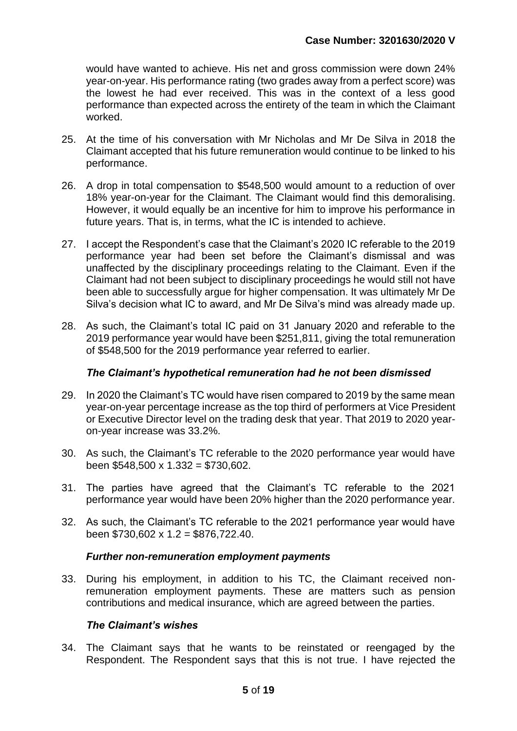would have wanted to achieve. His net and gross commission were down 24% year-on-year. His performance rating (two grades away from a perfect score) was the lowest he had ever received. This was in the context of a less good performance than expected across the entirety of the team in which the Claimant worked.

25. At the time of his conversation with Mr Nicholas and Mr De Silva in 2018 the Claimant accepted that his future remuneration would continue to be linked to his performance.

26. A drop in total compensation to $548,500 would amount to a reduction of over 18% year-on-year for the Claimant. The Claimant would find this demoralising. However, it would equally be an incentive for him to improve his performance in future years. That is, in terms, what the IC is intended to achieve.

27. I accept the Respondent's case that the Claimant's 2020 IC referable to the 2019 performance year had been set before the Claimant's dismissal and was unaffected by the disciplinary proceedings relating to the Claimant. Even if the Claimant had not been subject to disciplinary proceedings he would still not have been able to successfully argue for higher compensation. It was ultimately Mr De Silva's decision what IC to award, and Mr De Silva's mind was already made up.

28. As such, the Claimant's total IC paid on 31 January 2020 and referable to the 2019 performance year would have been $251,811, giving the total remuneration of $548,500 for the 2019 performance year referred to earlier.

### *The Claimant's hypothetical remuneration had he not been dismissed*

29. In 2020 the Claimant's TC would have risen compared to 2019 by the same mean year-on-year percentage increase as the top third of performers at Vice President or Executive Director level on the trading desk that year. That 2019 to 2020 year-on-year increase was 33.2%.

30. As such, the Claimant's TC referable to the 2020 performance year would have been $548,500 x 1.332 = $730,602.

31. The parties have agreed that the Claimant's TC referable to the 2021 performance year would have been 20% higher than the 2020 performance year.

32. As such, the Claimant's TC referable to the 2021 performance year would have been $730,602 x 1.2 = $876,722.40.

### *Further non-remuneration employment payments*

33. During his employment, in addition to his TC, the Claimant received non-remuneration employment payments. These are matters such as pension contributions and medical insurance, which are agreed between the parties.

### *The Claimant's wishes*

34. The Claimant says that he wants to be reinstated or reengaged by the Respondent. The Respondent says that this is not true. I have rejected the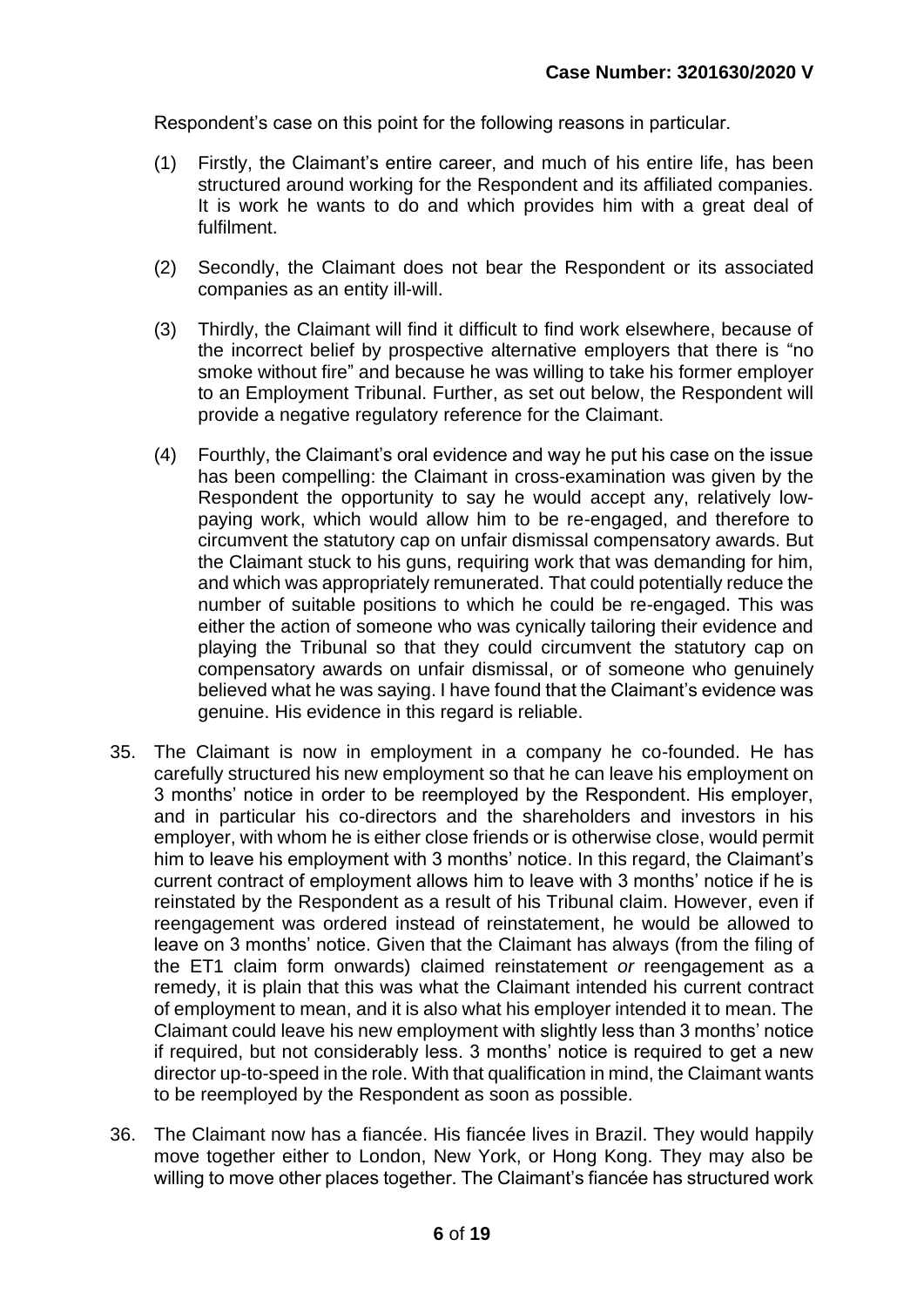Respondent's case on this point for the following reasons in particular.

(1) Firstly, the Claimant's entire career, and much of his entire life, has been structured around working for the Respondent and its affiliated companies. It is work he wants to do and which provides him with a great deal of fulfilment.

(2) Secondly, the Claimant does not bear the Respondent or its associated companies as an entity ill-will.

(3) Thirdly, the Claimant will find it difficult to find work elsewhere, because of the incorrect belief by prospective alternative employers that there is "no smoke without fire" and because he was willing to take his former employer to an Employment Tribunal. Further, as set out below, the Respondent will provide a negative regulatory reference for the Claimant.

(4) Fourthly, the Claimant's oral evidence and way he put his case on the issue has been compelling: the Claimant in cross-examination was given by the Respondent the opportunity to say he would accept any, relatively low-paying work, which would allow him to be re-engaged, and therefore to circumvent the statutory cap on unfair dismissal compensatory awards. But the Claimant stuck to his guns, requiring work that was demanding for him, and which was appropriately remunerated. That could potentially reduce the number of suitable positions to which he could be re-engaged. This was either the action of someone who was cynically tailoring their evidence and playing the Tribunal so that they could circumvent the statutory cap on compensatory awards on unfair dismissal, or of someone who genuinely believed what he was saying. I have found that the Claimant's evidence was genuine. His evidence in this regard is reliable.

35. The Claimant is now in employment in a company he co-founded. He has carefully structured his new employment so that he can leave his employment on 3 months' notice in order to be reemployed by the Respondent. His employer, and in particular his co-directors and the shareholders and investors in his employer, with whom he is either close friends or is otherwise close, would permit him to leave his employment with 3 months' notice. In this regard, the Claimant's current contract of employment allows him to leave with 3 months' notice if he is reinstated by the Respondent as a result of his Tribunal claim. However, even if reengagement was ordered instead of reinstatement, he would be allowed to leave on 3 months' notice. Given that the Claimant has always (from the filing of the ET1 claim form onwards) claimed reinstatement *or* reengagement as a remedy, it is plain that this was what the Claimant intended his current contract of employment to mean, and it is also what his employer intended it to mean. The Claimant could leave his new employment with slightly less than 3 months' notice if required, but not considerably less. 3 months' notice is required to get a new director up-to-speed in the role. With that qualification in mind, the Claimant wants to be reemployed by the Respondent as soon as possible.

36. The Claimant now has a fiancée. His fiancée lives in Brazil. They would happily move together either to London, New York, or Hong Kong. They may also be willing to move other places together. The Claimant's fiancée has structured work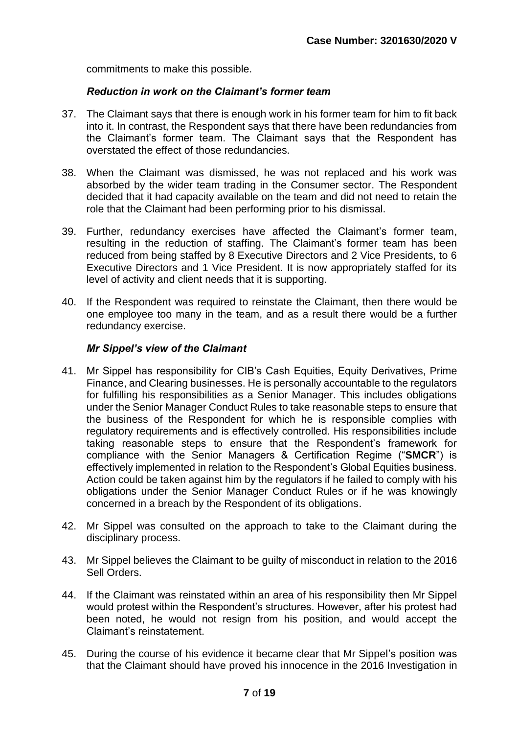commitments to make this possible.

### *Reduction in work on the Claimant's former team*

37. The Claimant says that there is enough work in his former team for him to fit back into it. In contrast, the Respondent says that there have been redundancies from the Claimant's former team. The Claimant says that the Respondent has overstated the effect of those redundancies.

38. When the Claimant was dismissed, he was not replaced and his work was absorbed by the wider team trading in the Consumer sector. The Respondent decided that it had capacity available on the team and did not need to retain the role that the Claimant had been performing prior to his dismissal.

39. Further, redundancy exercises have affected the Claimant's former team, resulting in the reduction of staffing. The Claimant's former team has been reduced from being staffed by 8 Executive Directors and 2 Vice Presidents, to 6 Executive Directors and 1 Vice President. It is now appropriately staffed for its level of activity and client needs that it is supporting.

40. If the Respondent was required to reinstate the Claimant, then there would be one employee too many in the team, and as a result there would be a further redundancy exercise.

### *Mr Sippel's view of the Claimant*

41. Mr Sippel has responsibility for CIB's Cash Equities, Equity Derivatives, Prime Finance, and Clearing businesses. He is personally accountable to the regulators for fulfilling his responsibilities as a Senior Manager. This includes obligations under the Senior Manager Conduct Rules to take reasonable steps to ensure that the business of the Respondent for which he is responsible complies with regulatory requirements and is effectively controlled. His responsibilities include taking reasonable steps to ensure that the Respondent's framework for compliance with the Senior Managers & Certification Regime ("**SMCR**") is effectively implemented in relation to the Respondent's Global Equities business. Action could be taken against him by the regulators if he failed to comply with his obligations under the Senior Manager Conduct Rules or if he was knowingly concerned in a breach by the Respondent of its obligations.

42. Mr Sippel was consulted on the approach to take to the Claimant during the disciplinary process.

43. Mr Sippel believes the Claimant to be guilty of misconduct in relation to the 2016 Sell Orders.

44. If the Claimant was reinstated within an area of his responsibility then Mr Sippel would protest within the Respondent's structures. However, after his protest had been noted, he would not resign from his position, and would accept the Claimant's reinstatement.

45. During the course of his evidence it became clear that Mr Sippel's position was that the Claimant should have proved his innocence in the 2016 Investigation in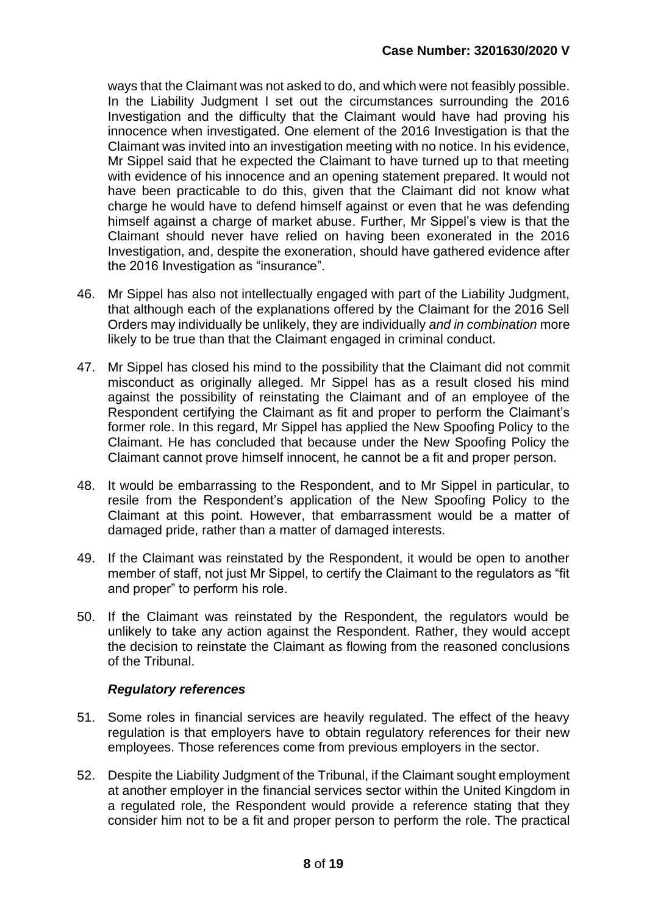ways that the Claimant was not asked to do, and which were not feasibly possible. In the Liability Judgment I set out the circumstances surrounding the 2016 Investigation and the difficulty that the Claimant would have had proving his innocence when investigated. One element of the 2016 Investigation is that the Claimant was invited into an investigation meeting with no notice. In his evidence, Mr Sippel said that he expected the Claimant to have turned up to that meeting with evidence of his innocence and an opening statement prepared. It would not have been practicable to do this, given that the Claimant did not know what charge he would have to defend himself against or even that he was defending himself against a charge of market abuse. Further, Mr Sippel's view is that the Claimant should never have relied on having been exonerated in the 2016 Investigation, and, despite the exoneration, should have gathered evidence after the 2016 Investigation as "insurance".

46. Mr Sippel has also not intellectually engaged with part of the Liability Judgment, that although each of the explanations offered by the Claimant for the 2016 Sell Orders may individually be unlikely, they are individually *and in combination* more likely to be true than that the Claimant engaged in criminal conduct.

47. Mr Sippel has closed his mind to the possibility that the Claimant did not commit misconduct as originally alleged. Mr Sippel has as a result closed his mind against the possibility of reinstating the Claimant and of an employee of the Respondent certifying the Claimant as fit and proper to perform the Claimant's former role. In this regard, Mr Sippel has applied the New Spoofing Policy to the Claimant. He has concluded that because under the New Spoofing Policy the Claimant cannot prove himself innocent, he cannot be a fit and proper person.

48. It would be embarrassing to the Respondent, and to Mr Sippel in particular, to resile from the Respondent's application of the New Spoofing Policy to the Claimant at this point. However, that embarrassment would be a matter of damaged pride, rather than a matter of damaged interests.

49. If the Claimant was reinstated by the Respondent, it would be open to another member of staff, not just Mr Sippel, to certify the Claimant to the regulators as "fit and proper" to perform his role.

50. If the Claimant was reinstated by the Respondent, the regulators would be unlikely to take any action against the Respondent. Rather, they would accept the decision to reinstate the Claimant as flowing from the reasoned conclusions of the Tribunal.

### *Regulatory references*

51. Some roles in financial services are heavily regulated. The effect of the heavy regulation is that employers have to obtain regulatory references for their new employees. Those references come from previous employers in the sector.

52. Despite the Liability Judgment of the Tribunal, if the Claimant sought employment at another employer in the financial services sector within the United Kingdom in a regulated role, the Respondent would provide a reference stating that they consider him not to be a fit and proper person to perform the role. The practical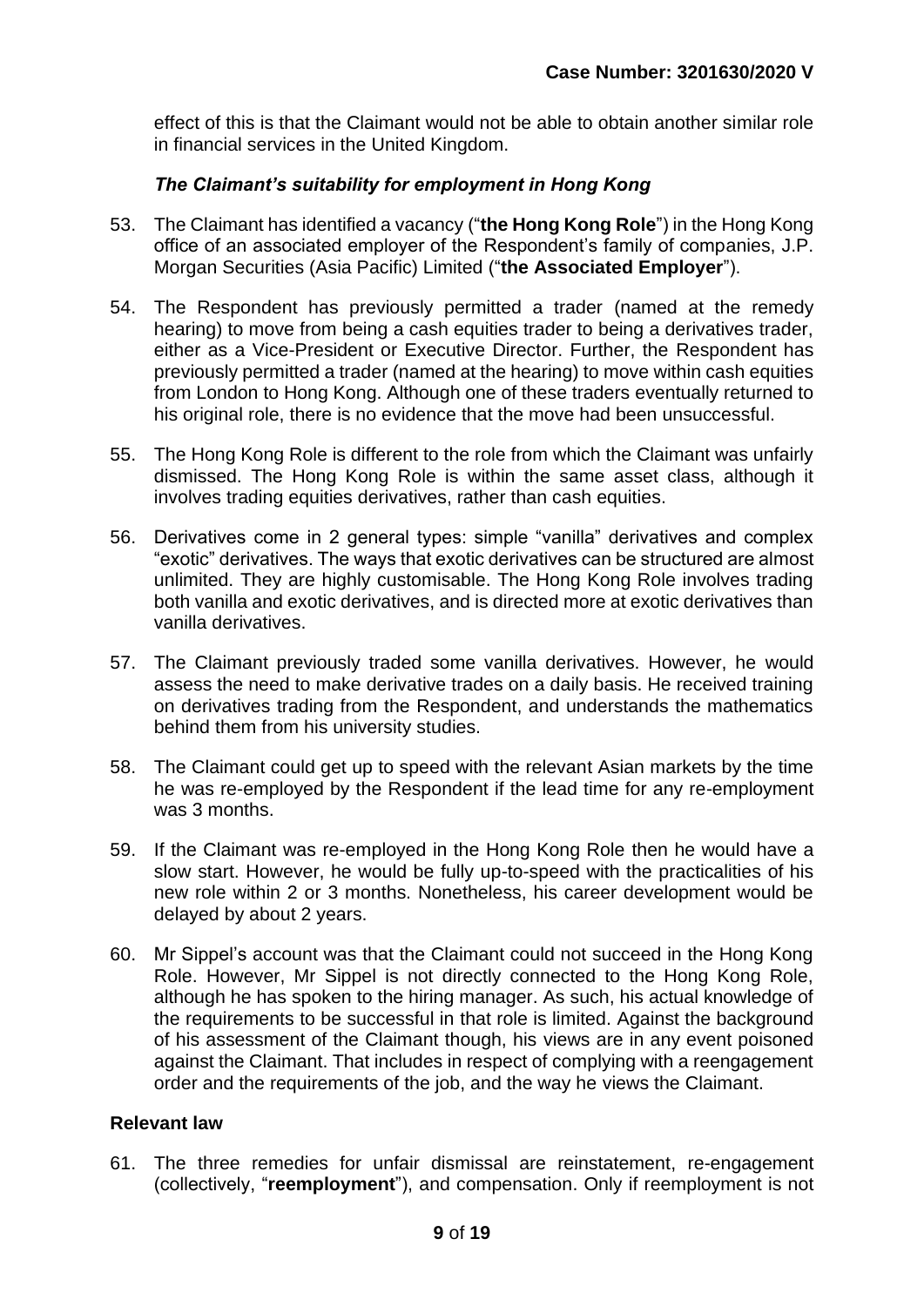effect of this is that the Claimant would not be able to obtain another similar role in financial services in the United Kingdom.

### *The Claimant's suitability for employment in Hong Kong*

53. The Claimant has identified a vacancy ("**the Hong Kong Role**") in the Hong Kong office of an associated employer of the Respondent's family of companies, J.P. Morgan Securities (Asia Pacific) Limited ("**the Associated Employer**").

54. The Respondent has previously permitted a trader (named at the remedy hearing) to move from being a cash equities trader to being a derivatives trader, either as a Vice-President or Executive Director. Further, the Respondent has previously permitted a trader (named at the hearing) to move within cash equities from London to Hong Kong. Although one of these traders eventually returned to his original role, there is no evidence that the move had been unsuccessful.

55. The Hong Kong Role is different to the role from which the Claimant was unfairly dismissed. The Hong Kong Role is within the same asset class, although it involves trading equities derivatives, rather than cash equities.

56. Derivatives come in 2 general types: simple "vanilla" derivatives and complex "exotic" derivatives. The ways that exotic derivatives can be structured are almost unlimited. They are highly customisable. The Hong Kong Role involves trading both vanilla and exotic derivatives, and is directed more at exotic derivatives than vanilla derivatives.

57. The Claimant previously traded some vanilla derivatives. However, he would assess the need to make derivative trades on a daily basis. He received training on derivatives trading from the Respondent, and understands the mathematics behind them from his university studies.

58. The Claimant could get up to speed with the relevant Asian markets by the time he was re-employed by the Respondent if the lead time for any re-employment was 3 months.

59. If the Claimant was re-employed in the Hong Kong Role then he would have a slow start. However, he would be fully up-to-speed with the practicalities of his new role within 2 or 3 months. Nonetheless, his career development would be delayed by about 2 years.

60. Mr Sippel's account was that the Claimant could not succeed in the Hong Kong Role. However, Mr Sippel is not directly connected to the Hong Kong Role, although he has spoken to the hiring manager. As such, his actual knowledge of the requirements to be successful in that role is limited. Against the background of his assessment of the Claimant though, his views are in any event poisoned against the Claimant. That includes in respect of complying with a reengagement order and the requirements of the job, and the way he views the Claimant.

## Relevant law

61. The three remedies for unfair dismissal are reinstatement, re-engagement (collectively, "**reemployment**"), and compensation. Only if reemployment is not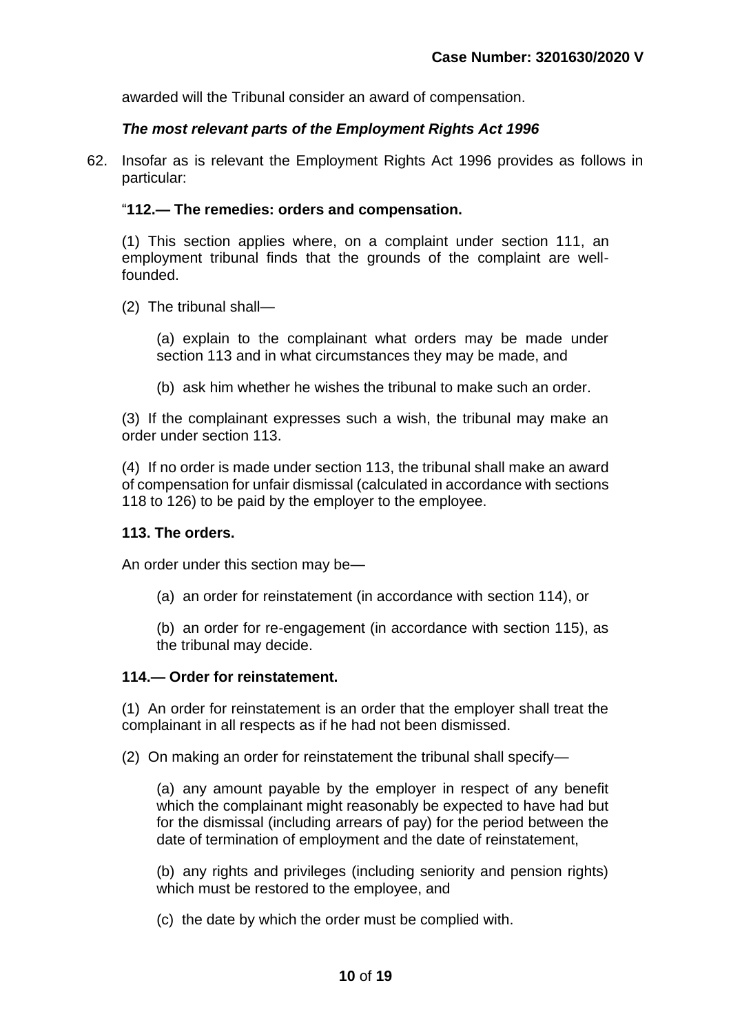awarded will the Tribunal consider an award of compensation.

***The most relevant parts of the Employment Rights Act 1996***

62. Insofar as is relevant the Employment Rights Act 1996 provides as follows in particular:

"**112.— The remedies: orders and compensation.**

(1) This section applies where, on a complaint under section 111, an employment tribunal finds that the grounds of the complaint are well-founded.

(2) The tribunal shall—

(a) explain to the complainant what orders may be made under section 113 and in what circumstances they may be made, and

(b) ask him whether he wishes the tribunal to make such an order.

(3) If the complainant expresses such a wish, the tribunal may make an order under section 113.

(4) If no order is made under section 113, the tribunal shall make an award of compensation for unfair dismissal (calculated in accordance with sections 118 to 126) to be paid by the employer to the employee.

**113. The orders.**

An order under this section may be—

(a) an order for reinstatement (in accordance with section 114), or

(b) an order for re-engagement (in accordance with section 115), as the tribunal may decide.

**114.— Order for reinstatement.**

(1) An order for reinstatement is an order that the employer shall treat the complainant in all respects as if he had not been dismissed.

(2) On making an order for reinstatement the tribunal shall specify—

(a) any amount payable by the employer in respect of any benefit which the complainant might reasonably be expected to have had but for the dismissal (including arrears of pay) for the period between the date of termination of employment and the date of reinstatement,

(b) any rights and privileges (including seniority and pension rights) which must be restored to the employee, and

(c) the date by which the order must be complied with.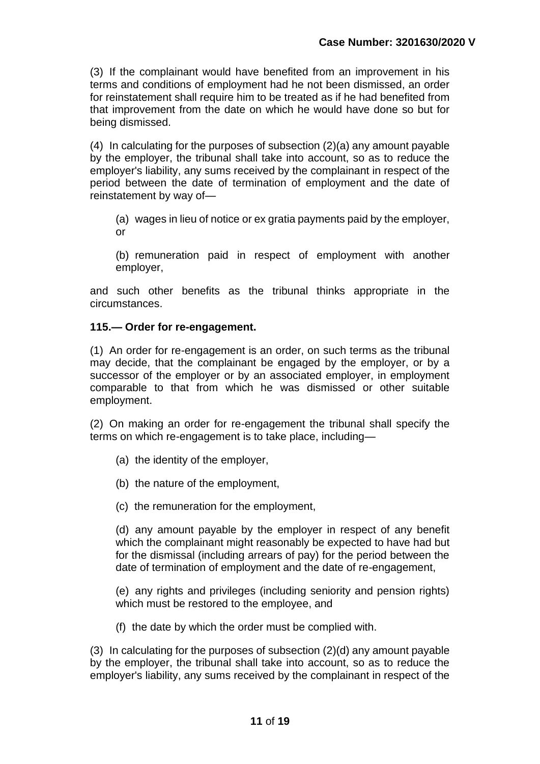(3) If the complainant would have benefited from an improvement in his terms and conditions of employment had he not been dismissed, an order for reinstatement shall require him to be treated as if he had benefited from that improvement from the date on which he would have done so but for being dismissed.

(4) In calculating for the purposes of subsection (2)(a) any amount payable by the employer, the tribunal shall take into account, so as to reduce the employer's liability, any sums received by the complainant in respect of the period between the date of termination of employment and the date of reinstatement by way of—

> (a) wages in lieu of notice or ex gratia payments paid by the employer, or
>
> (b) remuneration paid in respect of employment with another employer,

and such other benefits as the tribunal thinks appropriate in the circumstances.

**115.— Order for re-engagement.**

(1) An order for re-engagement is an order, on such terms as the tribunal may decide, that the complainant be engaged by the employer, or by a successor of the employer or by an associated employer, in employment comparable to that from which he was dismissed or other suitable employment.

(2) On making an order for re-engagement the tribunal shall specify the terms on which re-engagement is to take place, including—

> (a) the identity of the employer,
>
> (b) the nature of the employment,
>
> (c) the remuneration for the employment,
>
> (d) any amount payable by the employer in respect of any benefit which the complainant might reasonably be expected to have had but for the dismissal (including arrears of pay) for the period between the date of termination of employment and the date of re-engagement,
>
> (e) any rights and privileges (including seniority and pension rights) which must be restored to the employee, and
>
> (f) the date by which the order must be complied with.

(3) In calculating for the purposes of subsection (2)(d) any amount payable by the employer, the tribunal shall take into account, so as to reduce the employer's liability, any sums received by the complainant in respect of the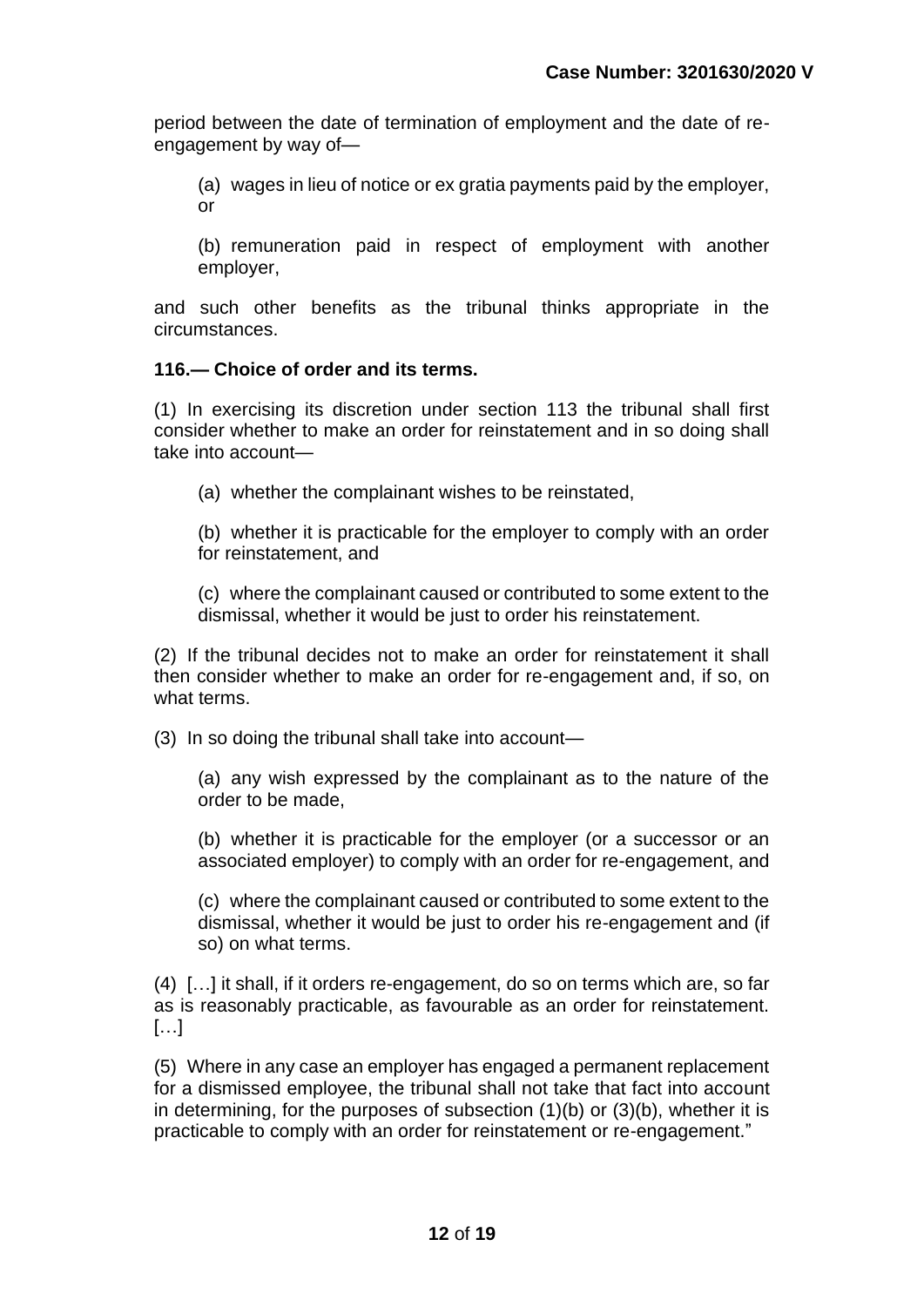period between the date of termination of employment and the date of re-engagement by way of—

> (a) wages in lieu of notice or ex gratia payments paid by the employer, or
>
> (b) remuneration paid in respect of employment with another employer,

and such other benefits as the tribunal thinks appropriate in the circumstances.

**116.— Choice of order and its terms.**

(1) In exercising its discretion under section 113 the tribunal shall first consider whether to make an order for reinstatement and in so doing shall take into account—

> (a) whether the complainant wishes to be reinstated,
>
> (b) whether it is practicable for the employer to comply with an order for reinstatement, and
>
> (c) where the complainant caused or contributed to some extent to the dismissal, whether it would be just to order his reinstatement.

(2) If the tribunal decides not to make an order for reinstatement it shall then consider whether to make an order for re-engagement and, if so, on what terms.

(3) In so doing the tribunal shall take into account—

> (a) any wish expressed by the complainant as to the nature of the order to be made,
>
> (b) whether it is practicable for the employer (or a successor or an associated employer) to comply with an order for re-engagement, and
>
> (c) where the complainant caused or contributed to some extent to the dismissal, whether it would be just to order his re-engagement and (if so) on what terms.

(4) […] it shall, if it orders re-engagement, do so on terms which are, so far as is reasonably practicable, as favourable as an order for reinstatement. […]

(5) Where in any case an employer has engaged a permanent replacement for a dismissed employee, the tribunal shall not take that fact into account in determining, for the purposes of subsection (1)(b) or (3)(b), whether it is practicable to comply with an order for reinstatement or re-engagement."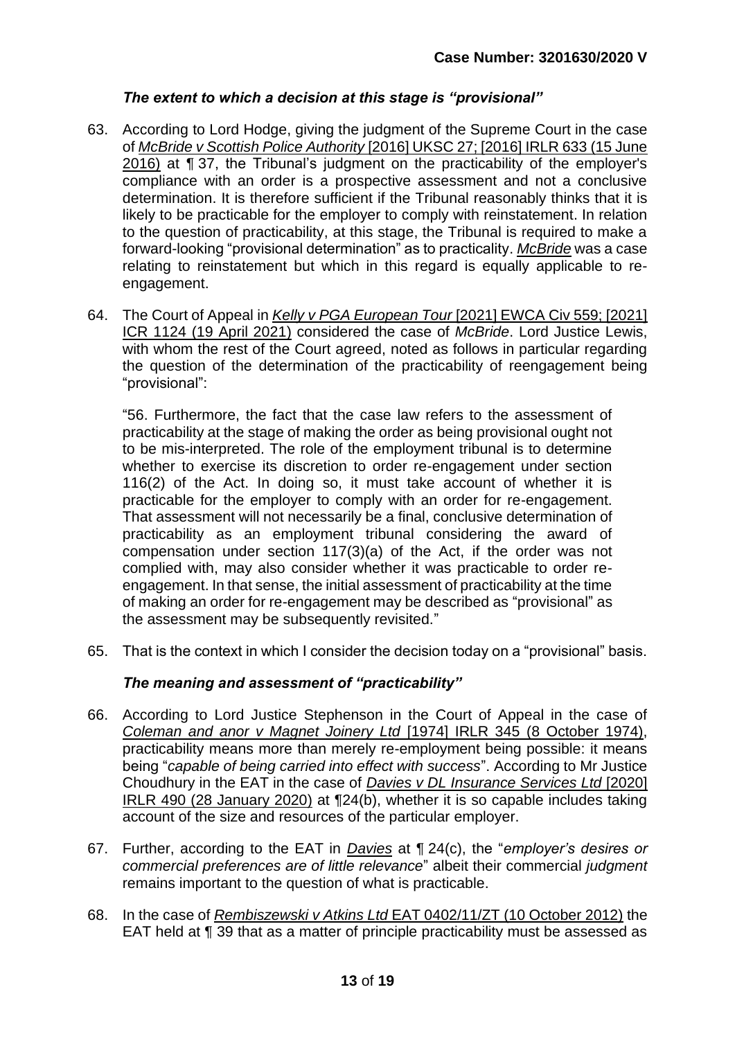### *The extent to which a decision at this stage is "provisional"*

63. According to Lord Hodge, giving the judgment of the Supreme Court in the case of *McBride v Scottish Police Authority* [2016] UKSC 27; [2016] IRLR 633 (15 June 2016) at ¶ 37, the Tribunal's judgment on the practicability of the employer's compliance with an order is a prospective assessment and not a conclusive determination. It is therefore sufficient if the Tribunal reasonably thinks that it is likely to be practicable for the employer to comply with reinstatement. In relation to the question of practicability, at this stage, the Tribunal is required to make a forward-looking "provisional determination" as to practicality. *McBride* was a case relating to reinstatement but which in this regard is equally applicable to re-engagement.

64. The Court of Appeal in *Kelly v PGA European Tour* [2021] EWCA Civ 559; [2021] ICR 1124 (19 April 2021) considered the case of *McBride*. Lord Justice Lewis, with whom the rest of the Court agreed, noted as follows in particular regarding the question of the determination of the practicability of reengagement being "provisional":

   > "56. Furthermore, the fact that the case law refers to the assessment of practicability at the stage of making the order as being provisional ought not to be mis-interpreted. The role of the employment tribunal is to determine whether to exercise its discretion to order re-engagement under section 116(2) of the Act. In doing so, it must take account of whether it is practicable for the employer to comply with an order for re-engagement. That assessment will not necessarily be a final, conclusive determination of practicability as an employment tribunal considering the award of compensation under section 117(3)(a) of the Act, if the order was not complied with, may also consider whether it was practicable to order re-engagement. In that sense, the initial assessment of practicability at the time of making an order for re-engagement may be described as "provisional" as the assessment may be subsequently revisited."

65. That is the context in which I consider the decision today on a "provisional" basis.

### *The meaning and assessment of "practicability"*

66. According to Lord Justice Stephenson in the Court of Appeal in the case of *Coleman and anor v Magnet Joinery Ltd* [1974] IRLR 345 (8 October 1974), practicability means more than merely re-employment being possible: it means being "*capable of being carried into effect with success*". According to Mr Justice Choudhury in the EAT in the case of *Davies v DL Insurance Services Ltd* [2020] IRLR 490 (28 January 2020) at ¶24(b), whether it is so capable includes taking account of the size and resources of the particular employer.

67. Further, according to the EAT in *Davies* at ¶ 24(c), the "*employer's desires or commercial preferences are of little relevance*" albeit their commercial *judgment* remains important to the question of what is practicable.

68. In the case of *Rembiszewski v Atkins Ltd* EAT 0402/11/ZT (10 October 2012) the EAT held at ¶ 39 that as a matter of principle practicability must be assessed as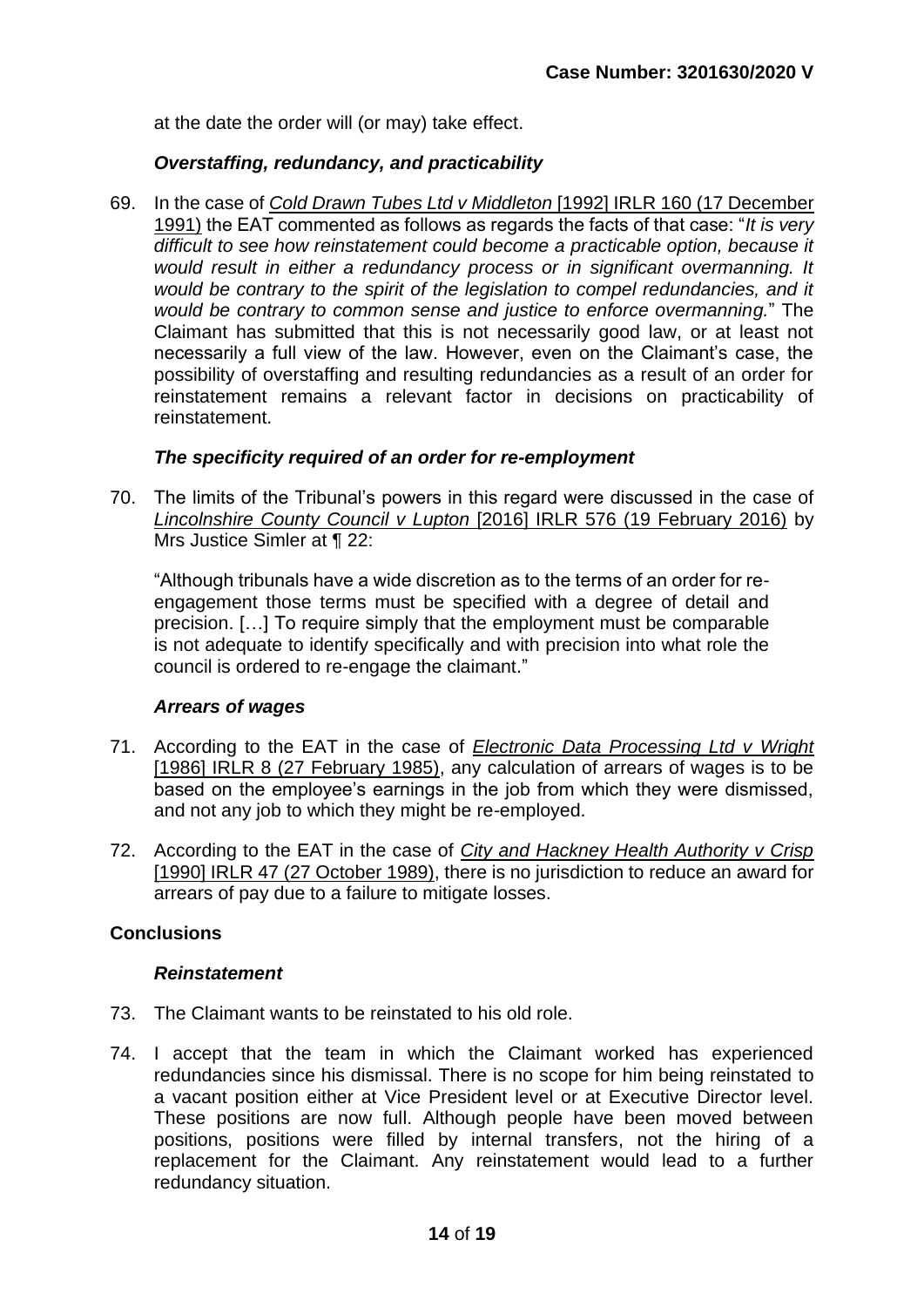at the date the order will (or may) take effect.

### *Overstaffing, redundancy, and practicability*

69. In the case of *Cold Drawn Tubes Ltd v Middleton* [1992] IRLR 160 (17 December 1991) the EAT commented as follows as regards the facts of that case: "*It is very difficult to see how reinstatement could become a practicable option, because it would result in either a redundancy process or in significant overmanning. It would be contrary to the spirit of the legislation to compel redundancies, and it would be contrary to common sense and justice to enforce overmanning.*" The Claimant has submitted that this is not necessarily good law, or at least not necessarily a full view of the law. However, even on the Claimant's case, the possibility of overstaffing and resulting redundancies as a result of an order for reinstatement remains a relevant factor in decisions on practicability of reinstatement.

### *The specificity required of an order for re-employment*

70. The limits of the Tribunal's powers in this regard were discussed in the case of *Lincolnshire County Council v Lupton* [2016] IRLR 576 (19 February 2016) by Mrs Justice Simler at ¶ 22:

    "Although tribunals have a wide discretion as to the terms of an order for re-engagement those terms must be specified with a degree of detail and precision. […] To require simply that the employment must be comparable is not adequate to identify specifically and with precision into what role the council is ordered to re-engage the claimant."

### *Arrears of wages*

71. According to the EAT in the case of *Electronic Data Processing Ltd v Wright* [1986] IRLR 8 (27 February 1985), any calculation of arrears of wages is to be based on the employee's earnings in the job from which they were dismissed, and not any job to which they might be re-employed.

72. According to the EAT in the case of *City and Hackney Health Authority v Crisp* [1990] IRLR 47 (27 October 1989), there is no jurisdiction to reduce an award for arrears of pay due to a failure to mitigate losses.

## Conclusions

### *Reinstatement*

73. The Claimant wants to be reinstated to his old role.

74. I accept that the team in which the Claimant worked has experienced redundancies since his dismissal. There is no scope for him being reinstated to a vacant position either at Vice President level or at Executive Director level. These positions are now full. Although people have been moved between positions, positions were filled by internal transfers, not the hiring of a replacement for the Claimant. Any reinstatement would lead to a further redundancy situation.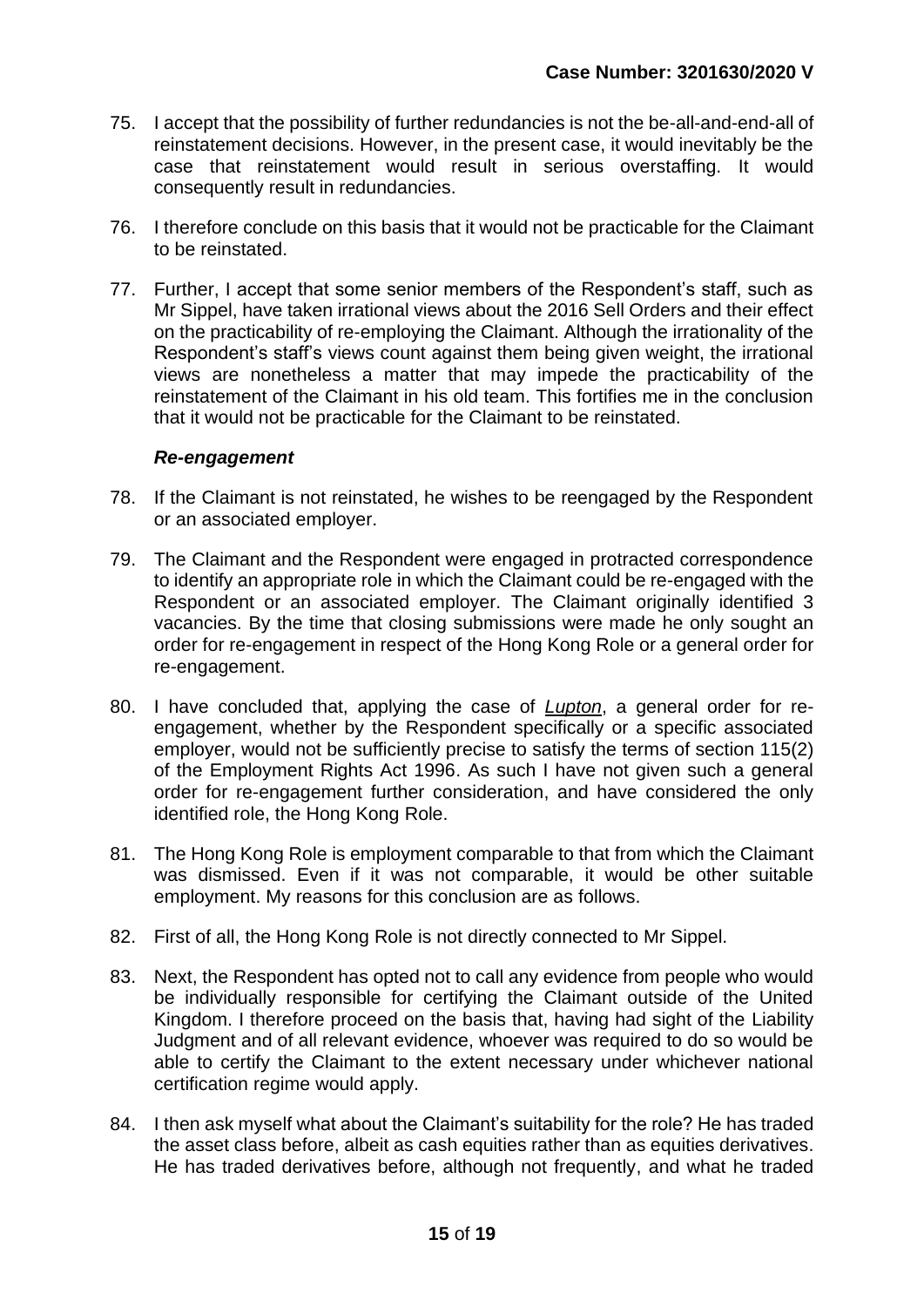75. I accept that the possibility of further redundancies is not the be-all-and-end-all of reinstatement decisions. However, in the present case, it would inevitably be the case that reinstatement would result in serious overstaffing. It would consequently result in redundancies.

76. I therefore conclude on this basis that it would not be practicable for the Claimant to be reinstated.

77. Further, I accept that some senior members of the Respondent's staff, such as Mr Sippel, have taken irrational views about the 2016 Sell Orders and their effect on the practicability of re-employing the Claimant. Although the irrationality of the Respondent's staff's views count against them being given weight, the irrational views are nonetheless a matter that may impede the practicability of the reinstatement of the Claimant in his old team. This fortifies me in the conclusion that it would not be practicable for the Claimant to be reinstated.

### *Re-engagement*

78. If the Claimant is not reinstated, he wishes to be reengaged by the Respondent or an associated employer.

79. The Claimant and the Respondent were engaged in protracted correspondence to identify an appropriate role in which the Claimant could be re-engaged with the Respondent or an associated employer. The Claimant originally identified 3 vacancies. By the time that closing submissions were made he only sought an order for re-engagement in respect of the Hong Kong Role or a general order for re-engagement.

80. I have concluded that, applying the case of *Lupton*, a general order for re-engagement, whether by the Respondent specifically or a specific associated employer, would not be sufficiently precise to satisfy the terms of section 115(2) of the Employment Rights Act 1996. As such I have not given such a general order for re-engagement further consideration, and have considered the only identified role, the Hong Kong Role.

81. The Hong Kong Role is employment comparable to that from which the Claimant was dismissed. Even if it was not comparable, it would be other suitable employment. My reasons for this conclusion are as follows.

82. First of all, the Hong Kong Role is not directly connected to Mr Sippel.

83. Next, the Respondent has opted not to call any evidence from people who would be individually responsible for certifying the Claimant outside of the United Kingdom. I therefore proceed on the basis that, having had sight of the Liability Judgment and of all relevant evidence, whoever was required to do so would be able to certify the Claimant to the extent necessary under whichever national certification regime would apply.

84. I then ask myself what about the Claimant's suitability for the role? He has traded the asset class before, albeit as cash equities rather than as equities derivatives. He has traded derivatives before, although not frequently, and what he traded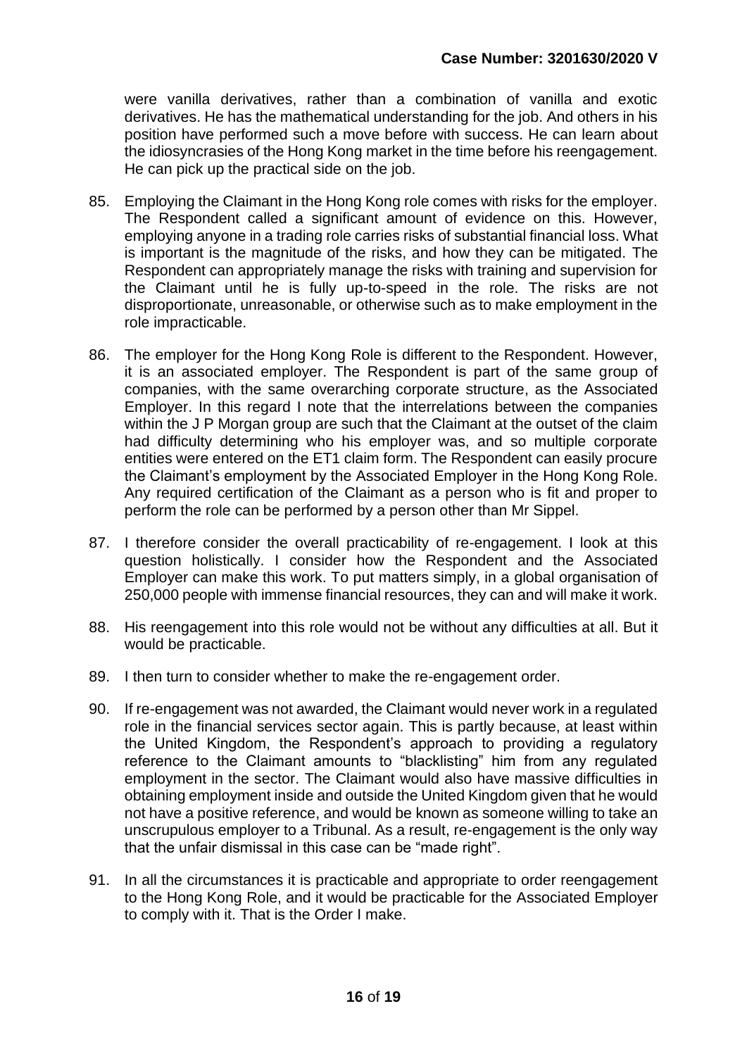were vanilla derivatives, rather than a combination of vanilla and exotic derivatives. He has the mathematical understanding for the job. And others in his position have performed such a move before with success. He can learn about the idiosyncrasies of the Hong Kong market in the time before his reengagement. He can pick up the practical side on the job.

85. Employing the Claimant in the Hong Kong role comes with risks for the employer. The Respondent called a significant amount of evidence on this. However, employing anyone in a trading role carries risks of substantial financial loss. What is important is the magnitude of the risks, and how they can be mitigated. The Respondent can appropriately manage the risks with training and supervision for the Claimant until he is fully up-to-speed in the role. The risks are not disproportionate, unreasonable, or otherwise such as to make employment in the role impracticable.

86. The employer for the Hong Kong Role is different to the Respondent. However, it is an associated employer. The Respondent is part of the same group of companies, with the same overarching corporate structure, as the Associated Employer. In this regard I note that the interrelations between the companies within the J P Morgan group are such that the Claimant at the outset of the claim had difficulty determining who his employer was, and so multiple corporate entities were entered on the ET1 claim form. The Respondent can easily procure the Claimant's employment by the Associated Employer in the Hong Kong Role. Any required certification of the Claimant as a person who is fit and proper to perform the role can be performed by a person other than Mr Sippel.

87. I therefore consider the overall practicability of re-engagement. I look at this question holistically. I consider how the Respondent and the Associated Employer can make this work. To put matters simply, in a global organisation of 250,000 people with immense financial resources, they can and will make it work.

88. His reengagement into this role would not be without any difficulties at all. But it would be practicable.

89. I then turn to consider whether to make the re-engagement order.

90. If re-engagement was not awarded, the Claimant would never work in a regulated role in the financial services sector again. This is partly because, at least within the United Kingdom, the Respondent's approach to providing a regulatory reference to the Claimant amounts to "blacklisting" him from any regulated employment in the sector. The Claimant would also have massive difficulties in obtaining employment inside and outside the United Kingdom given that he would not have a positive reference, and would be known as someone willing to take an unscrupulous employer to a Tribunal. As a result, re-engagement is the only way that the unfair dismissal in this case can be "made right".

91. In all the circumstances it is practicable and appropriate to order reengagement to the Hong Kong Role, and it would be practicable for the Associated Employer to comply with it. That is the Order I make.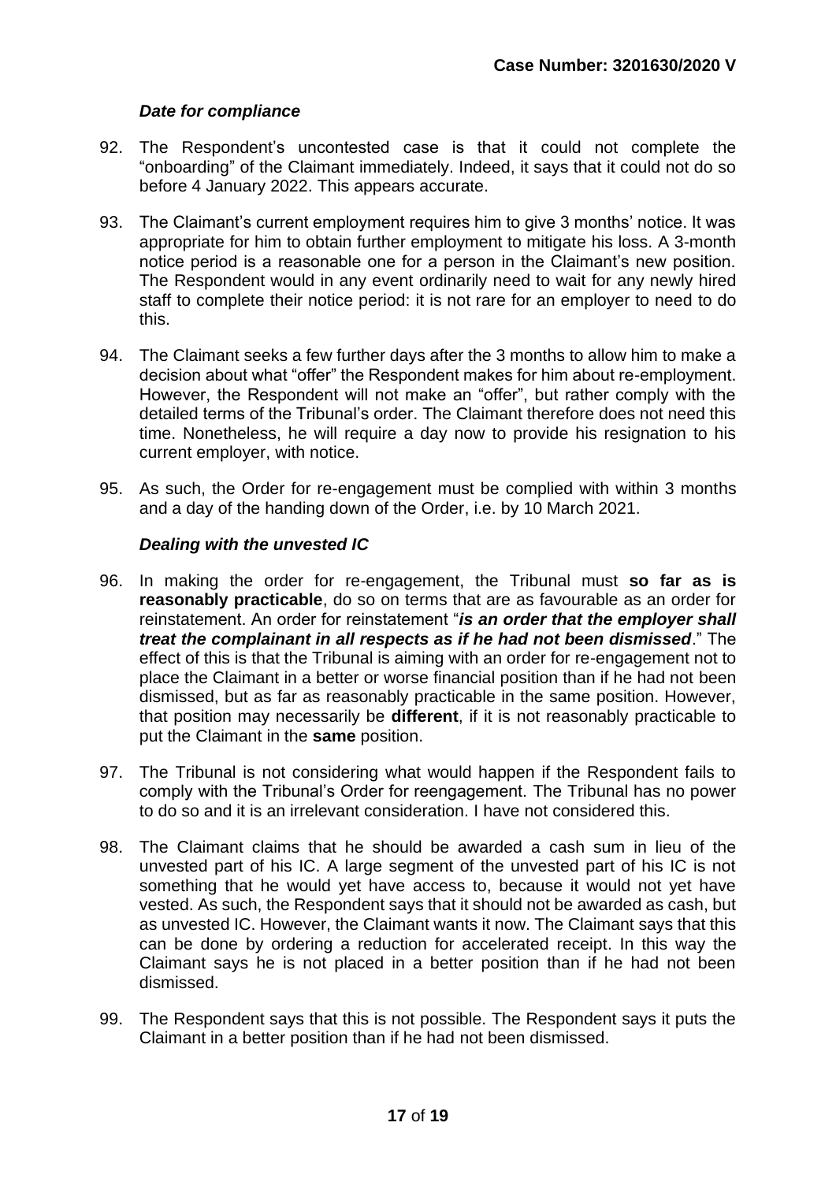### *Date for compliance*

92. The Respondent's uncontested case is that it could not complete the "onboarding" of the Claimant immediately. Indeed, it says that it could not do so before 4 January 2022. This appears accurate.

93. The Claimant's current employment requires him to give 3 months' notice. It was appropriate for him to obtain further employment to mitigate his loss. A 3-month notice period is a reasonable one for a person in the Claimant's new position. The Respondent would in any event ordinarily need to wait for any newly hired staff to complete their notice period: it is not rare for an employer to need to do this.

94. The Claimant seeks a few further days after the 3 months to allow him to make a decision about what "offer" the Respondent makes for him about re-employment. However, the Respondent will not make an "offer", but rather comply with the detailed terms of the Tribunal's order. The Claimant therefore does not need this time. Nonetheless, he will require a day now to provide his resignation to his current employer, with notice.

95. As such, the Order for re-engagement must be complied with within 3 months and a day of the handing down of the Order, i.e. by 10 March 2021.

### *Dealing with the unvested IC*

96. In making the order for re-engagement, the Tribunal must **so far as is reasonably practicable**, do so on terms that are as favourable as an order for reinstatement. An order for reinstatement "***is an order that the employer shall treat the complainant in all respects as if he had not been dismissed***." The effect of this is that the Tribunal is aiming with an order for re-engagement not to place the Claimant in a better or worse financial position than if he had not been dismissed, but as far as reasonably practicable in the same position. However, that position may necessarily be **different**, if it is not reasonably practicable to put the Claimant in the **same** position.

97. The Tribunal is not considering what would happen if the Respondent fails to comply with the Tribunal's Order for reengagement. The Tribunal has no power to do so and it is an irrelevant consideration. I have not considered this.

98. The Claimant claims that he should be awarded a cash sum in lieu of the unvested part of his IC. A large segment of the unvested part of his IC is not something that he would yet have access to, because it would not yet have vested. As such, the Respondent says that it should not be awarded as cash, but as unvested IC. However, the Claimant wants it now. The Claimant says that this can be done by ordering a reduction for accelerated receipt. In this way the Claimant says he is not placed in a better position than if he had not been dismissed.

99. The Respondent says that this is not possible. The Respondent says it puts the Claimant in a better position than if he had not been dismissed.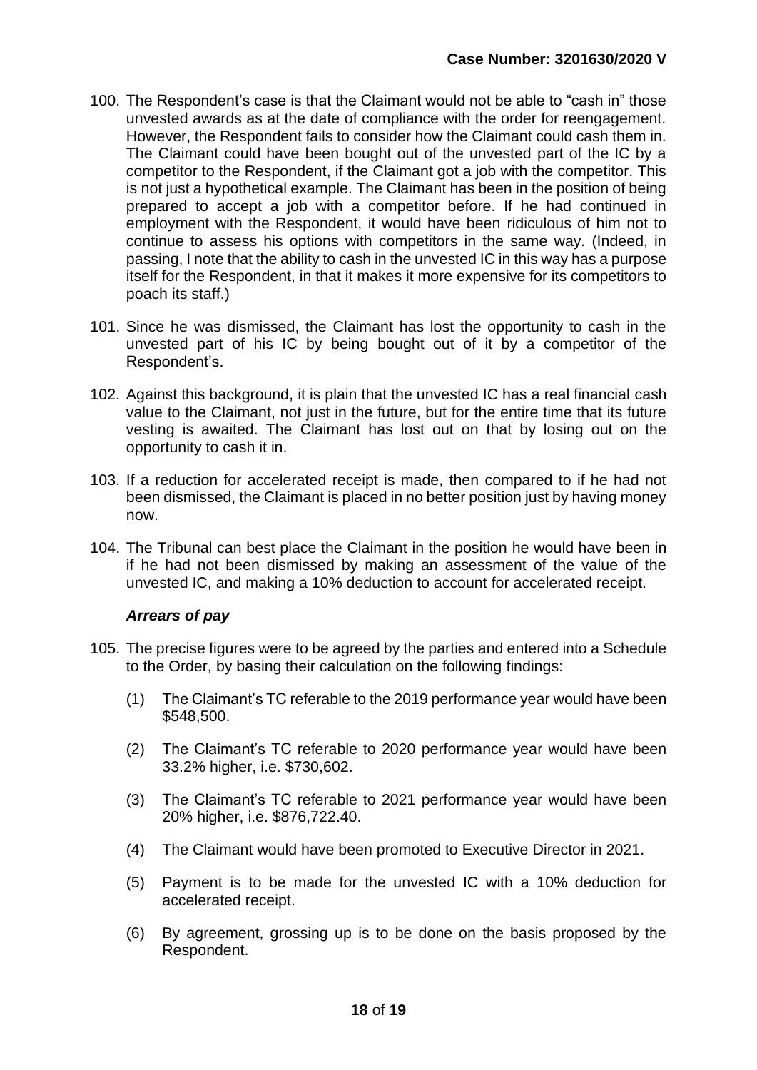100. The Respondent's case is that the Claimant would not be able to "cash in" those unvested awards as at the date of compliance with the order for reengagement. However, the Respondent fails to consider how the Claimant could cash them in. The Claimant could have been bought out of the unvested part of the IC by a competitor to the Respondent, if the Claimant got a job with the competitor. This is not just a hypothetical example. The Claimant has been in the position of being prepared to accept a job with a competitor before. If he had continued in employment with the Respondent, it would have been ridiculous of him not to continue to assess his options with competitors in the same way. (Indeed, in passing, I note that the ability to cash in the unvested IC in this way has a purpose itself for the Respondent, in that it makes it more expensive for its competitors to poach its staff.)

101. Since he was dismissed, the Claimant has lost the opportunity to cash in the unvested part of his IC by being bought out of it by a competitor of the Respondent's.

102. Against this background, it is plain that the unvested IC has a real financial cash value to the Claimant, not just in the future, but for the entire time that its future vesting is awaited. The Claimant has lost out on that by losing out on the opportunity to cash it in.

103. If a reduction for accelerated receipt is made, then compared to if he had not been dismissed, the Claimant is placed in no better position just by having money now.

104. The Tribunal can best place the Claimant in the position he would have been in if he had not been dismissed by making an assessment of the value of the unvested IC, and making a 10% deduction to account for accelerated receipt.

***Arrears of pay***

105. The precise figures were to be agreed by the parties and entered into a Schedule to the Order, by basing their calculation on the following findings:

    (1) The Claimant's TC referable to the 2019 performance year would have been $548,500.

    (2) The Claimant's TC referable to 2020 performance year would have been 33.2% higher, i.e. $730,602.

    (3) The Claimant's TC referable to 2021 performance year would have been 20% higher, i.e. $876,722.40.

    (4) The Claimant would have been promoted to Executive Director in 2021.

    (5) Payment is to be made for the unvested IC with a 10% deduction for accelerated receipt.

    (6) By agreement, grossing up is to be done on the basis proposed by the Respondent.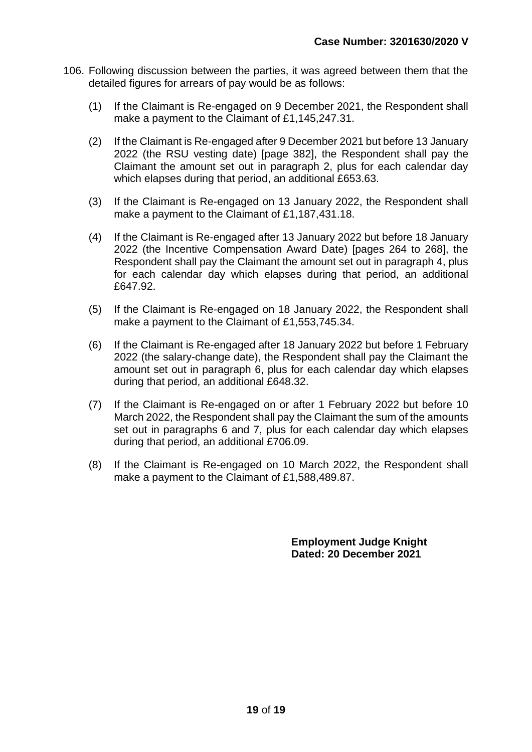106. Following discussion between the parties, it was agreed between them that the detailed figures for arrears of pay would be as follows:

    (1) If the Claimant is Re-engaged on 9 December 2021, the Respondent shall make a payment to the Claimant of £1,145,247.31.

    (2) If the Claimant is Re-engaged after 9 December 2021 but before 13 January 2022 (the RSU vesting date) [page 382], the Respondent shall pay the Claimant the amount set out in paragraph 2, plus for each calendar day which elapses during that period, an additional £653.63.

    (3) If the Claimant is Re-engaged on 13 January 2022, the Respondent shall make a payment to the Claimant of £1,187,431.18.

    (4) If the Claimant is Re-engaged after 13 January 2022 but before 18 January 2022 (the Incentive Compensation Award Date) [pages 264 to 268], the Respondent shall pay the Claimant the amount set out in paragraph 4, plus for each calendar day which elapses during that period, an additional £647.92.

    (5) If the Claimant is Re-engaged on 18 January 2022, the Respondent shall make a payment to the Claimant of £1,553,745.34.

    (6) If the Claimant is Re-engaged after 18 January 2022 but before 1 February 2022 (the salary-change date), the Respondent shall pay the Claimant the amount set out in paragraph 6, plus for each calendar day which elapses during that period, an additional £648.32.

    (7) If the Claimant is Re-engaged on or after 1 February 2022 but before 10 March 2022, the Respondent shall pay the Claimant the sum of the amounts set out in paragraphs 6 and 7, plus for each calendar day which elapses during that period, an additional £706.09.

    (8) If the Claimant is Re-engaged on 10 March 2022, the Respondent shall make a payment to the Claimant of £1,588,489.87.

**Employment Judge Knight**
**Dated: 20 December 2021**